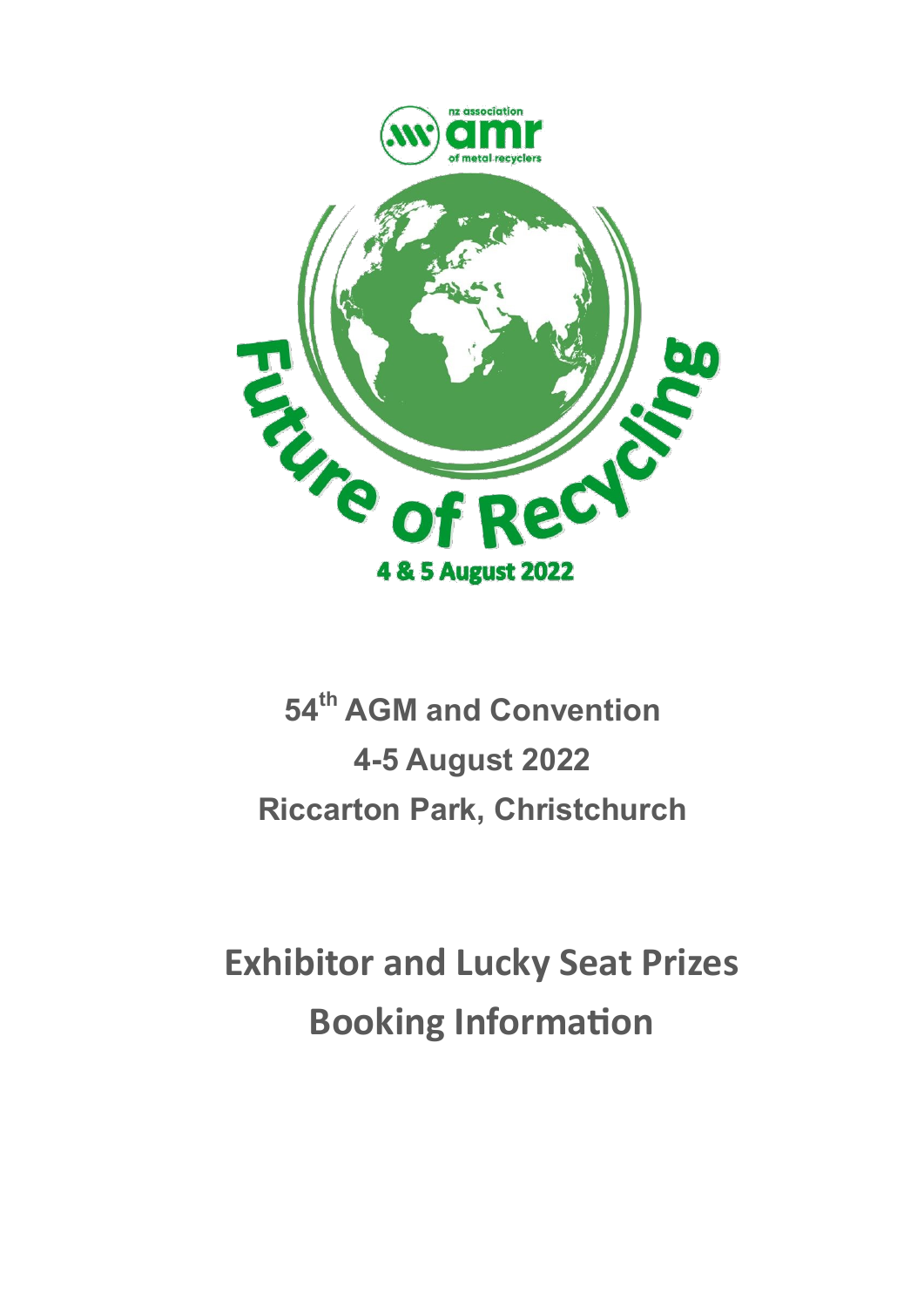nz association amr of metal recyclers

Future of Recycling

4 & 5 August 2022

# 54th AGM and Convention

# 4-5 August 2022

# Riccarton Park, Christchurch

# Exhibitor and Lucky Seat Prizes

# Booking Information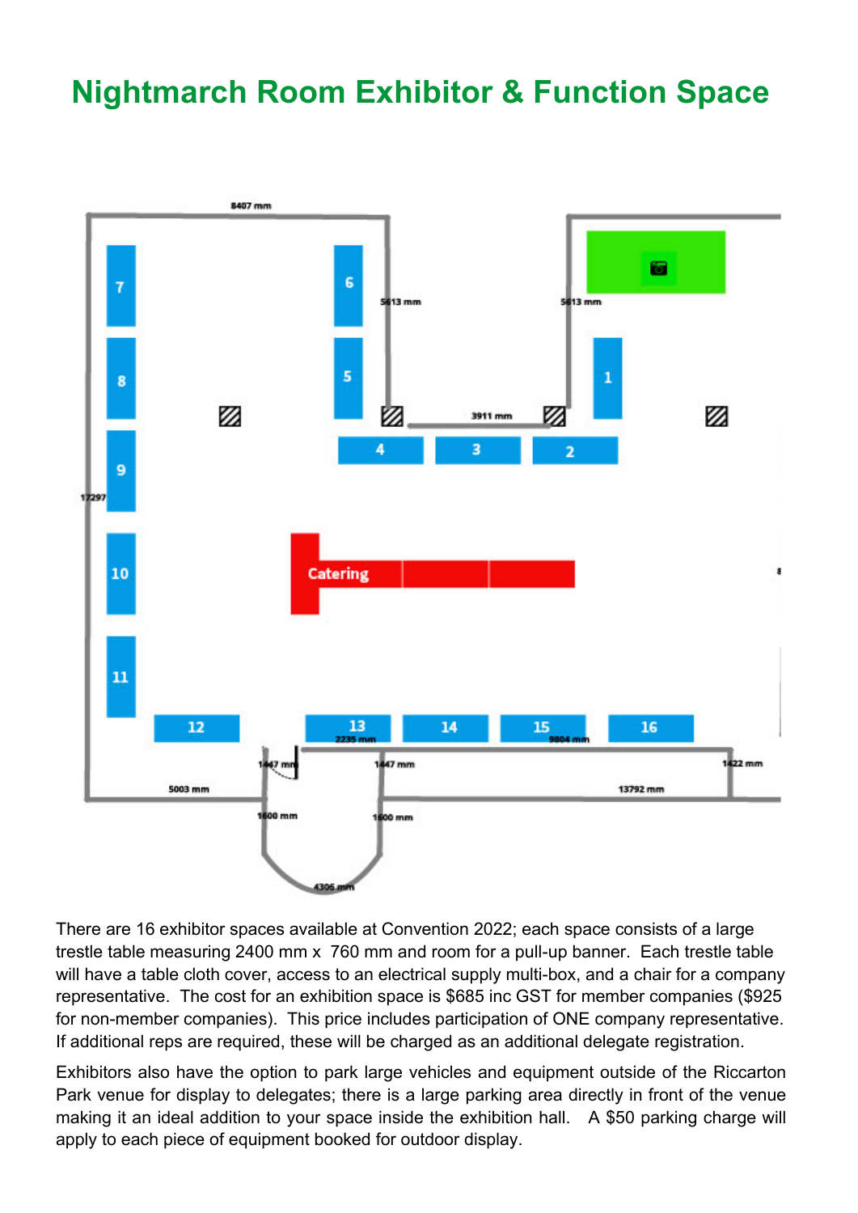# Nightmarch Room Exhibitor & Function Space

There are 16 exhibitor spaces available at Convention 2022; each space consists of a large trestle table measuring 2400 mm x 760 mm and room for a pull-up banner. Each trestle table will have a table cloth cover, access to an electrical supply multi-box, and a chair for a company representative. The cost for an exhibition space is $685 inc GST for member companies ($925 for non-member companies). This price includes participation of ONE company representative. If additional reps are required, these will be charged as an additional delegate registration.

Exhibitors also have the option to park large vehicles and equipment outside of the Riccarton Park venue for display to delegates; there is a large parking area directly in front of the venue making it an ideal addition to your space inside the exhibition hall. A $50 parking charge will apply to each piece of equipment booked for outdoor display.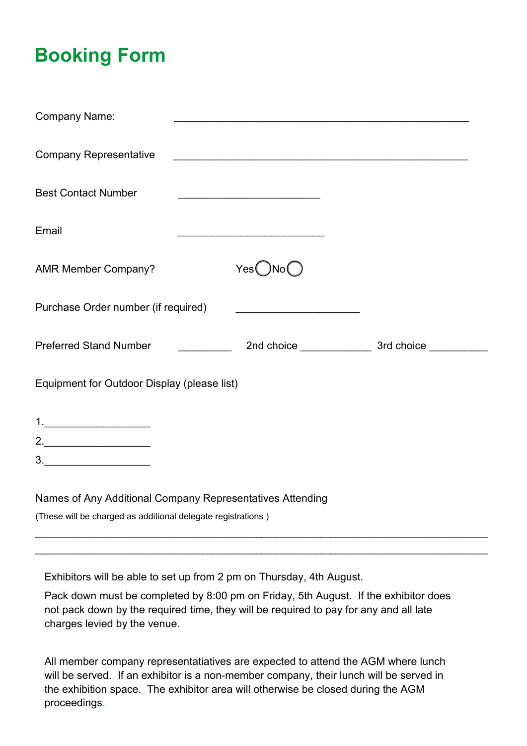# Booking Form

Company Name: ________________________________________________

Company Representative ________________________________________________

Best Contact Number ________________________

Email _________________________

AMR Member Company? Yes ◯ No ◯

Purchase Order number (if required) _____________________

Preferred Stand Number _________ 2nd choice ____________ 3rd choice __________

Equipment for Outdoor Display (please list)

1.__________________
2.__________________
3.__________________

Names of Any Additional Company Representatives Attending

(These will be charged as additional delegate registrations )

____________________________________________________________________________

____________________________________________________________________________

Exhibitors will be able to set up from 2 pm on Thursday, 4th August.

Pack down must be completed by 8:00 pm on Friday, 5th August. If the exhibitor does not pack down by the required time, they will be required to pay for any and all late charges levied by the venue.

All member company representatatiatives are expected to attend the AGM where lunch will be served. If an exhibitor is a non-member company, their lunch will be served in the exhibition space. The exhibitor area will otherwise be closed during the AGM proceedings.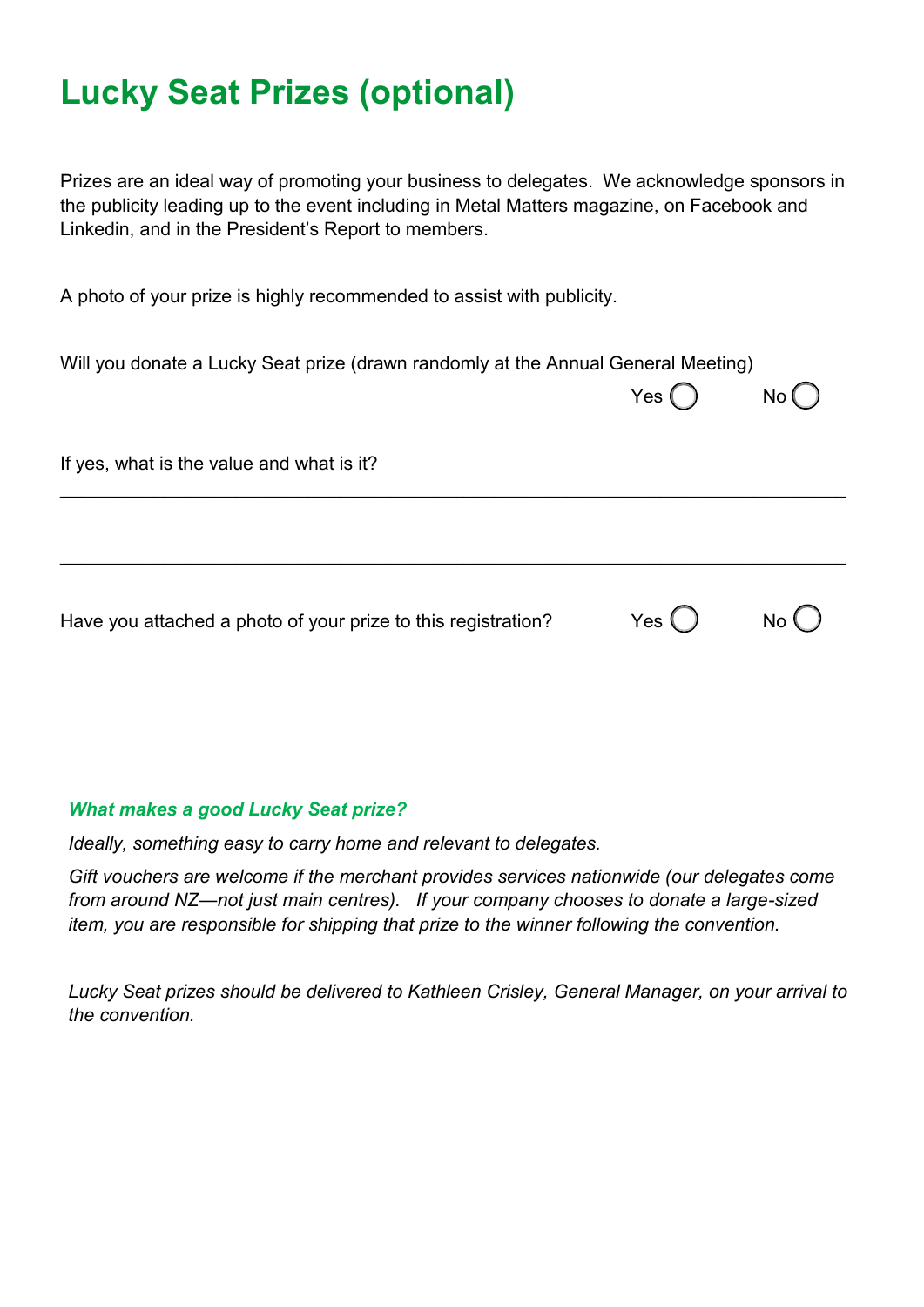# Lucky Seat Prizes (optional)

Prizes are an ideal way of promoting your business to delegates. We acknowledge sponsors in the publicity leading up to the event including in Metal Matters magazine, on Facebook and Linkedin, and in the President's Report to members.

A photo of your prize is highly recommended to assist with publicity.

Will you donate a Lucky Seat prize (drawn randomly at the Annual General Meeting)

Yes ◯ No ◯

If yes, what is the value and what is it?

___________________________________________________________________________

___________________________________________________________________________

Have you attached a photo of your prize to this registration? Yes ◯ No ◯

***What makes a good Lucky Seat prize?***

*Ideally, something easy to carry home and relevant to delegates.*

*Gift vouchers are welcome if the merchant provides services nationwide (our delegates come from around NZ—not just main centres). If your company chooses to donate a large-sized item, you are responsible for shipping that prize to the winner following the convention.*

*Lucky Seat prizes should be delivered to Kathleen Crisley, General Manager, on your arrival to the convention.*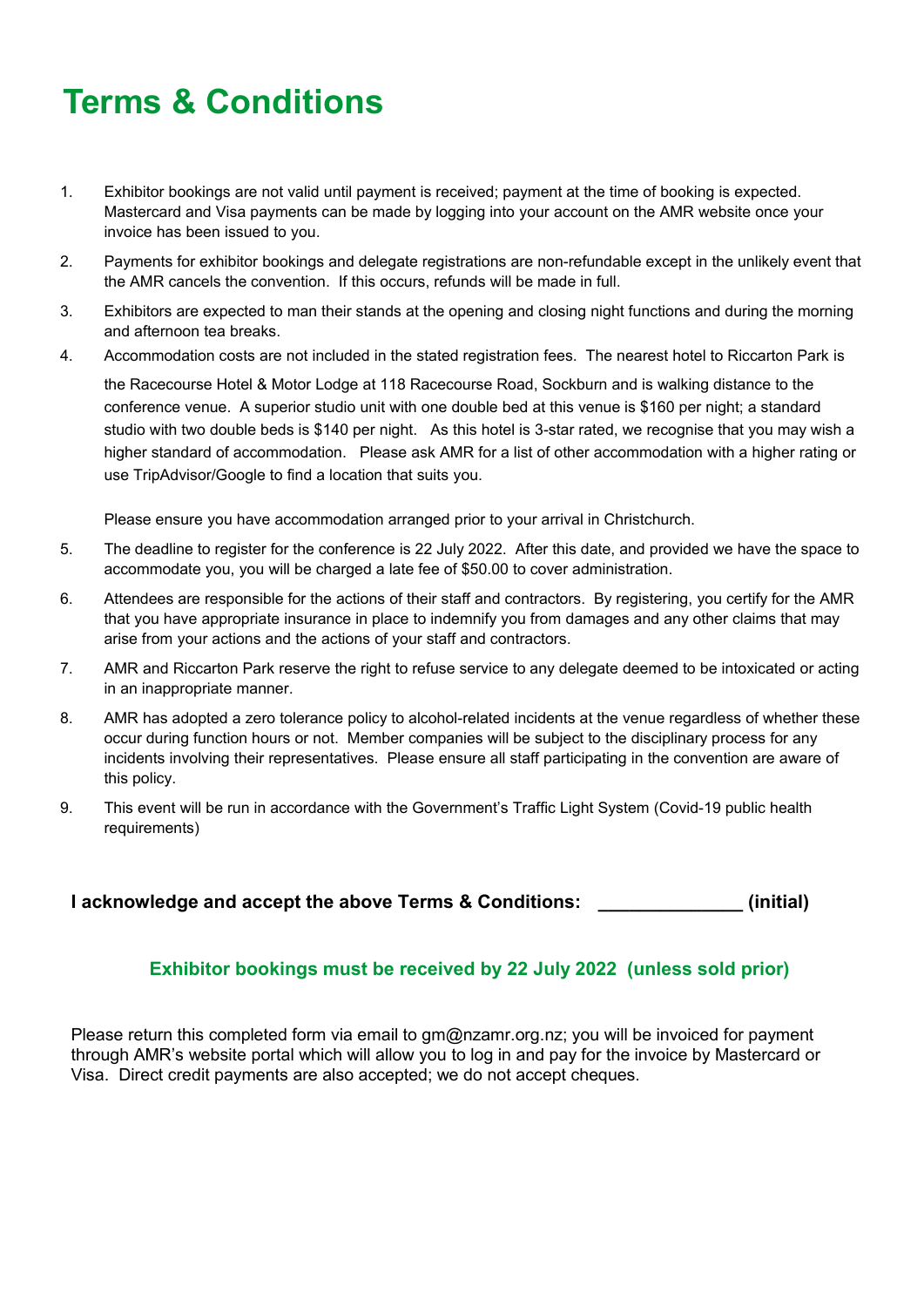# Terms & Conditions

1. Exhibitor bookings are not valid until payment is received; payment at the time of booking is expected. Mastercard and Visa payments can be made by logging into your account on the AMR website once your invoice has been issued to you.

2. Payments for exhibitor bookings and delegate registrations are non-refundable except in the unlikely event that the AMR cancels the convention. If this occurs, refunds will be made in full.

3. Exhibitors are expected to man their stands at the opening and closing night functions and during the morning and afternoon tea breaks.

4. Accommodation costs are not included in the stated registration fees. The nearest hotel to Riccarton Park is the Racecourse Hotel & Motor Lodge at 118 Racecourse Road, Sockburn and is walking distance to the conference venue. A superior studio unit with one double bed at this venue is $160 per night; a standard studio with two double beds is $140 per night. As this hotel is 3-star rated, we recognise that you may wish a higher standard of accommodation. Please ask AMR for a list of other accommodation with a higher rating or use TripAdvisor/Google to find a location that suits you.

   Please ensure you have accommodation arranged prior to your arrival in Christchurch.

5. The deadline to register for the conference is 22 July 2022. After this date, and provided we have the space to accommodate you, you will be charged a late fee of $50.00 to cover administration.

6. Attendees are responsible for the actions of their staff and contractors. By registering, you certify for the AMR that you have appropriate insurance in place to indemnify you from damages and any other claims that may arise from your actions and the actions of your staff and contractors.

7. AMR and Riccarton Park reserve the right to refuse service to any delegate deemed to be intoxicated or acting in an inappropriate manner.

8. AMR has adopted a zero tolerance policy to alcohol-related incidents at the venue regardless of whether these occur during function hours or not. Member companies will be subject to the disciplinary process for any incidents involving their representatives. Please ensure all staff participating in the convention are aware of this policy.

9. This event will be run in accordance with the Government's Traffic Light System (Covid-19 public health requirements)

**I acknowledge and accept the above Terms & Conditions: ______________ (initial)**

**Exhibitor bookings must be received by 22 July 2022 (unless sold prior)**

Please return this completed form via email to gm@nzamr.org.nz; you will be invoiced for payment through AMR's website portal which will allow you to log in and pay for the invoice by Mastercard or Visa. Direct credit payments are also accepted; we do not accept cheques.